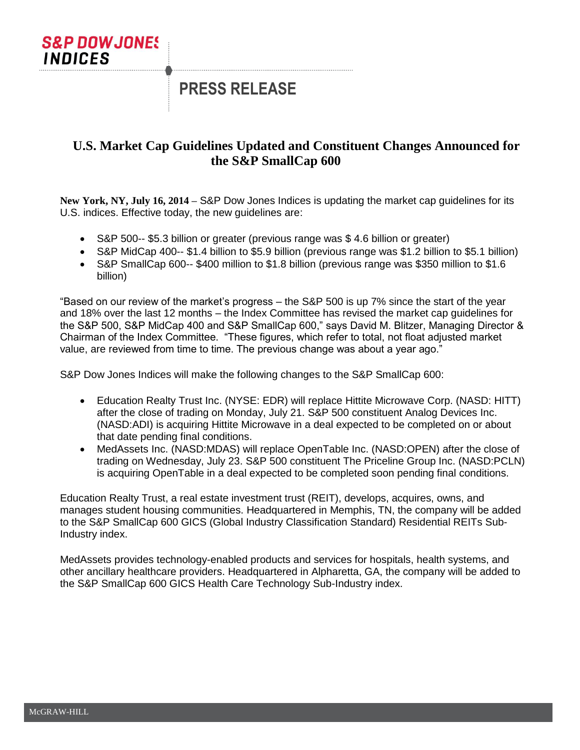S&P DOW JONES INDICES

# PRESS RELEASE

## U.S. Market Cap Guidelines Updated and Constituent Changes Announced for the S&P SmallCap 600

**New York, NY, July 16, 2014** – S&P Dow Jones Indices is updating the market cap guidelines for its U.S. indices. Effective today, the new guidelines are:

- S&P 500-- $5.3 billion or greater (previous range was $ 4.6 billion or greater)
- S&P MidCap 400-- $1.4 billion to $5.9 billion (previous range was $1.2 billion to $5.1 billion)
- S&P SmallCap 600-- $400 million to $1.8 billion (previous range was $350 million to $1.6 billion)

"Based on our review of the market's progress – the S&P 500 is up 7% since the start of the year and 18% over the last 12 months – the Index Committee has revised the market cap guidelines for the S&P 500, S&P MidCap 400 and S&P SmallCap 600," says David M. Blitzer, Managing Director & Chairman of the Index Committee. "These figures, which refer to total, not float adjusted market value, are reviewed from time to time. The previous change was about a year ago."

S&P Dow Jones Indices will make the following changes to the S&P SmallCap 600:

- Education Realty Trust Inc. (NYSE: EDR) will replace Hittite Microwave Corp. (NASD: HITT) after the close of trading on Monday, July 21. S&P 500 constituent Analog Devices Inc. (NASD:ADI) is acquiring Hittite Microwave in a deal expected to be completed on or about that date pending final conditions.
- MedAssets Inc. (NASD:MDAS) will replace OpenTable Inc. (NASD:OPEN) after the close of trading on Wednesday, July 23. S&P 500 constituent The Priceline Group Inc. (NASD:PCLN) is acquiring OpenTable in a deal expected to be completed soon pending final conditions.

Education Realty Trust, a real estate investment trust (REIT), develops, acquires, owns, and manages student housing communities. Headquartered in Memphis, TN, the company will be added to the S&P SmallCap 600 GICS (Global Industry Classification Standard) Residential REITs Sub-Industry index.

MedAssets provides technology-enabled products and services for hospitals, health systems, and other ancillary healthcare providers. Headquartered in Alpharetta, GA, the company will be added to the S&P SmallCap 600 GICS Health Care Technology Sub-Industry index.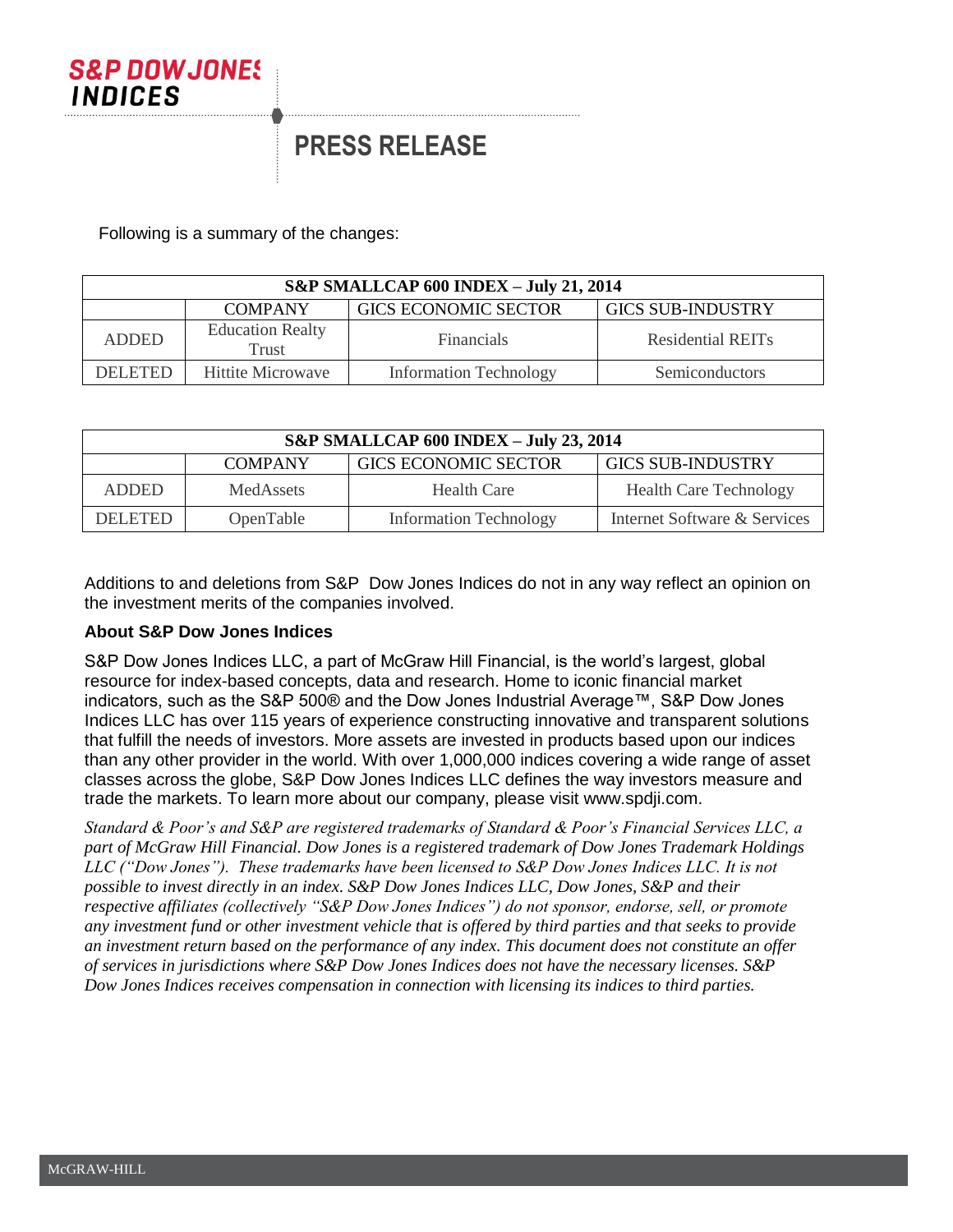Following is a summary of the changes:

| S&P SMALLCAP 600 INDEX – July 21, 2014 | | | |
|---|---|---|---|
| | COMPANY | GICS ECONOMIC SECTOR | GICS SUB-INDUSTRY |
| ADDED | Education Realty Trust | Financials | Residential REITs |
| DELETED | Hittite Microwave | Information Technology | Semiconductors |

| S&P SMALLCAP 600 INDEX – July 23, 2014 | | | |
|---|---|---|---|
| | COMPANY | GICS ECONOMIC SECTOR | GICS SUB-INDUSTRY |
| ADDED | MedAssets | Health Care | Health Care Technology |
| DELETED | OpenTable | Information Technology | Internet Software & Services |

Additions to and deletions from S&P Dow Jones Indices do not in any way reflect an opinion on the investment merits of the companies involved.

**About S&P Dow Jones Indices**

S&P Dow Jones Indices LLC, a part of McGraw Hill Financial, is the world's largest, global resource for index-based concepts, data and research. Home to iconic financial market indicators, such as the S&P 500® and the Dow Jones Industrial Average™, S&P Dow Jones Indices LLC has over 115 years of experience constructing innovative and transparent solutions that fulfill the needs of investors. More assets are invested in products based upon our indices than any other provider in the world. With over 1,000,000 indices covering a wide range of asset classes across the globe, S&P Dow Jones Indices LLC defines the way investors measure and trade the markets. To learn more about our company, please visit www.spdji.com.

*Standard & Poor's and S&P are registered trademarks of Standard & Poor's Financial Services LLC, a part of McGraw Hill Financial. Dow Jones is a registered trademark of Dow Jones Trademark Holdings LLC ("Dow Jones"). These trademarks have been licensed to S&P Dow Jones Indices LLC. It is not possible to invest directly in an index. S&P Dow Jones Indices LLC, Dow Jones, S&P and their respective affiliates (collectively "S&P Dow Jones Indices") do not sponsor, endorse, sell, or promote any investment fund or other investment vehicle that is offered by third parties and that seeks to provide an investment return based on the performance of any index. This document does not constitute an offer of services in jurisdictions where S&P Dow Jones Indices does not have the necessary licenses. S&P Dow Jones Indices receives compensation in connection with licensing its indices to third parties.*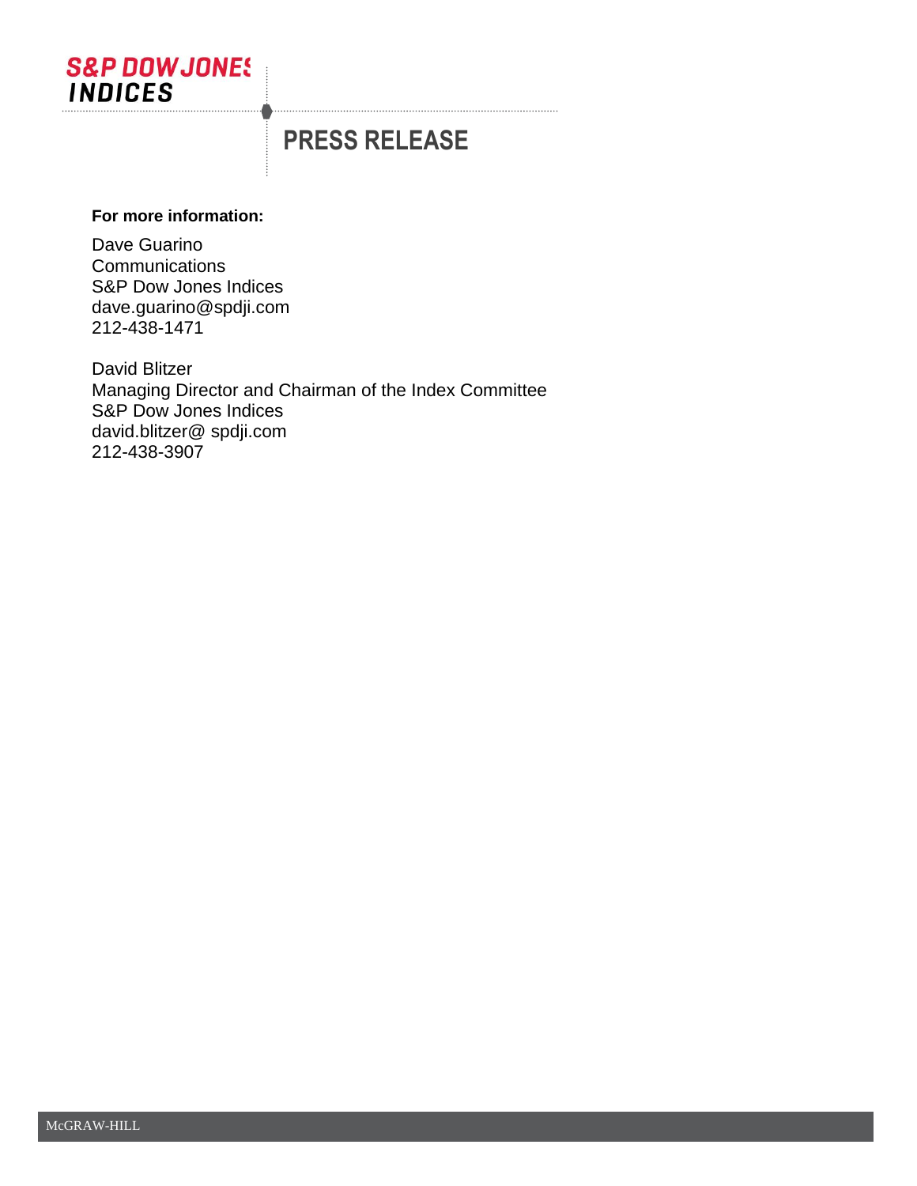**S&P DOW JONES INDICES**

# PRESS RELEASE

**For more information:**

Dave Guarino
Communications
S&P Dow Jones Indices
dave.guarino@spdji.com
212-438-1471

David Blitzer
Managing Director and Chairman of the Index Committee
S&P Dow Jones Indices
david.blitzer@ spdji.com
212-438-3907